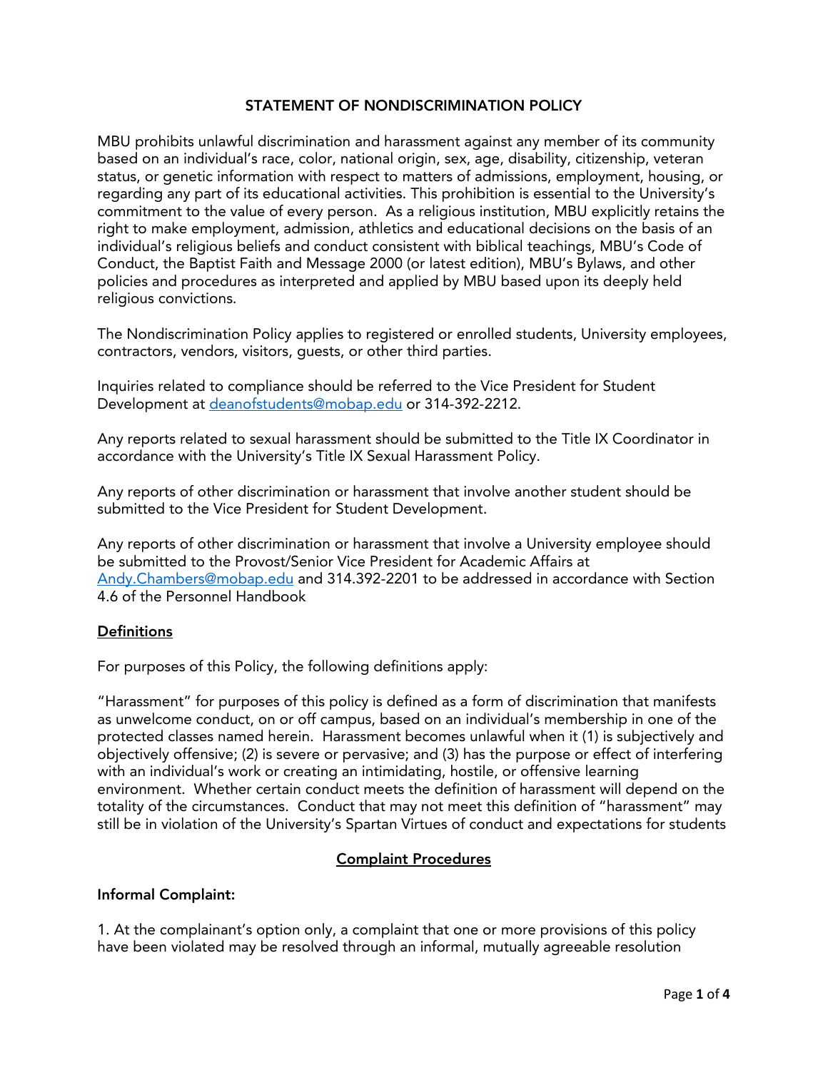## STATEMENT OF NONDISCRIMINATION POLICY

MBU prohibits unlawful discrimination and harassment against any member of its community based on an individual's race, color, national origin, sex, age, disability, citizenship, veteran status, or genetic information with respect to matters of admissions, employment, housing, or regarding any part of its educational activities. This prohibition is essential to the University's commitment to the value of every person. As a religious institution, MBU explicitly retains the right to make employment, admission, athletics and educational decisions on the basis of an individual's religious beliefs and conduct consistent with biblical teachings, MBU's Code of Conduct, the Baptist Faith and Message 2000 (or latest edition), MBU's Bylaws, and other policies and procedures as interpreted and applied by MBU based upon its deeply held religious convictions.

The Nondiscrimination Policy applies to registered or enrolled students, University employees, contractors, vendors, visitors, guests, or other third parties.

Inquiries related to compliance should be referred to the Vice President for Student Development at deanofstudents@mobap.edu or 314-392-2212.

Any reports related to sexual harassment should be submitted to the Title IX Coordinator in accordance with the University's Title IX Sexual Harassment Policy.

Any reports of other discrimination or harassment that involve another student should be submitted to the Vice President for Student Development.

Any reports of other discrimination or harassment that involve a University employee should be submitted to the Provost/Senior Vice President for Academic Affairs at Andy.Chambers@mobap.edu and 314.392-2201 to be addressed in accordance with Section 4.6 of the Personnel Handbook

**Definitions**

For purposes of this Policy, the following definitions apply:

"Harassment" for purposes of this policy is defined as a form of discrimination that manifests as unwelcome conduct, on or off campus, based on an individual's membership in one of the protected classes named herein. Harassment becomes unlawful when it (1) is subjectively and objectively offensive; (2) is severe or pervasive; and (3) has the purpose or effect of interfering with an individual's work or creating an intimidating, hostile, or offensive learning environment. Whether certain conduct meets the definition of harassment will depend on the totality of the circumstances. Conduct that may not meet this definition of "harassment" may still be in violation of the University's Spartan Virtues of conduct and expectations for students

### Complaint Procedures

**Informal Complaint:**

1. At the complainant's option only, a complaint that one or more provisions of this policy have been violated may be resolved through an informal, mutually agreeable resolution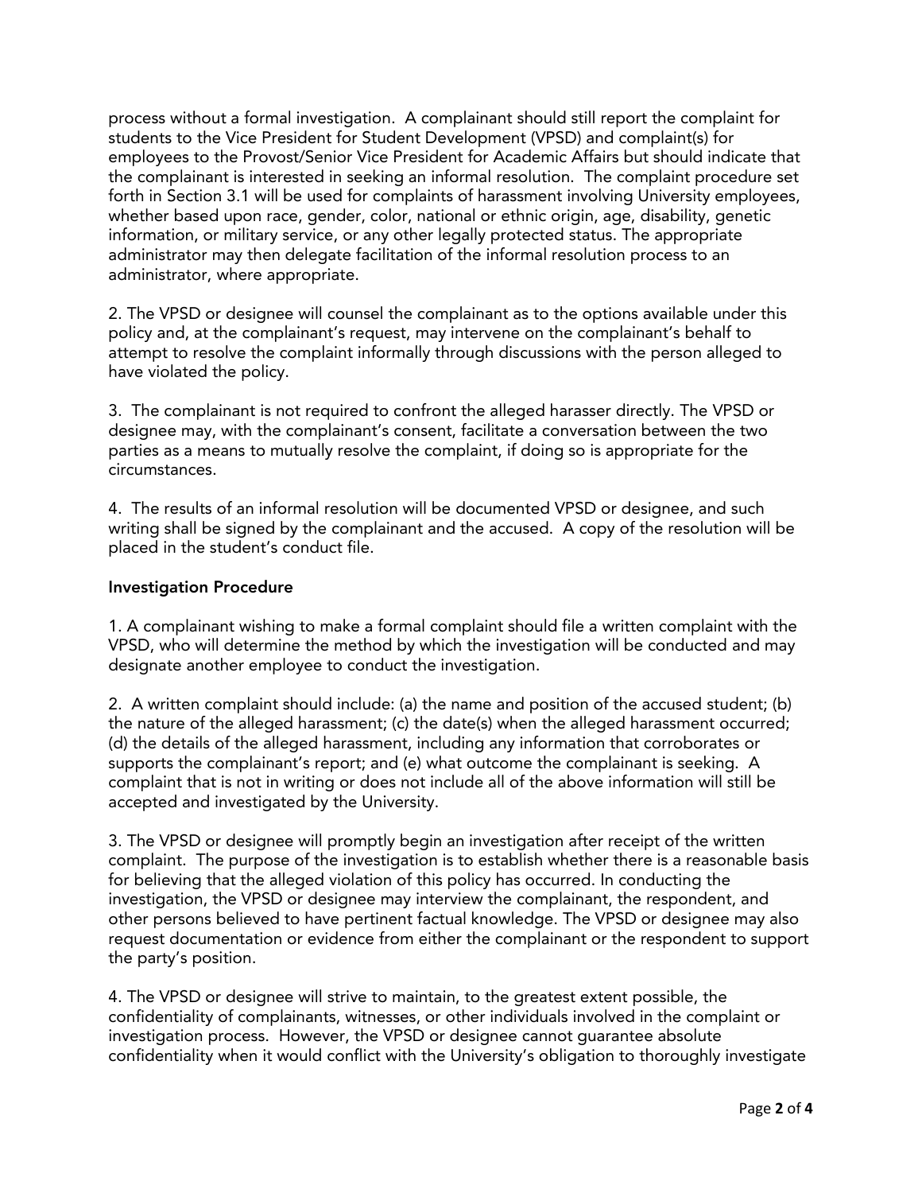process without a formal investigation. A complainant should still report the complaint for students to the Vice President for Student Development (VPSD) and complaint(s) for employees to the Provost/Senior Vice President for Academic Affairs but should indicate that the complainant is interested in seeking an informal resolution. The complaint procedure set forth in Section 3.1 will be used for complaints of harassment involving University employees, whether based upon race, gender, color, national or ethnic origin, age, disability, genetic information, or military service, or any other legally protected status. The appropriate administrator may then delegate facilitation of the informal resolution process to an administrator, where appropriate.

2. The VPSD or designee will counsel the complainant as to the options available under this policy and, at the complainant's request, may intervene on the complainant's behalf to attempt to resolve the complaint informally through discussions with the person alleged to have violated the policy.

3. The complainant is not required to confront the alleged harasser directly. The VPSD or designee may, with the complainant's consent, facilitate a conversation between the two parties as a means to mutually resolve the complaint, if doing so is appropriate for the circumstances.

4. The results of an informal resolution will be documented VPSD or designee, and such writing shall be signed by the complainant and the accused. A copy of the resolution will be placed in the student's conduct file.

**Investigation Procedure**

1. A complainant wishing to make a formal complaint should file a written complaint with the VPSD, who will determine the method by which the investigation will be conducted and may designate another employee to conduct the investigation.

2. A written complaint should include: (a) the name and position of the accused student; (b) the nature of the alleged harassment; (c) the date(s) when the alleged harassment occurred; (d) the details of the alleged harassment, including any information that corroborates or supports the complainant's report; and (e) what outcome the complainant is seeking. A complaint that is not in writing or does not include all of the above information will still be accepted and investigated by the University.

3. The VPSD or designee will promptly begin an investigation after receipt of the written complaint. The purpose of the investigation is to establish whether there is a reasonable basis for believing that the alleged violation of this policy has occurred. In conducting the investigation, the VPSD or designee may interview the complainant, the respondent, and other persons believed to have pertinent factual knowledge. The VPSD or designee may also request documentation or evidence from either the complainant or the respondent to support the party's position.

4. The VPSD or designee will strive to maintain, to the greatest extent possible, the confidentiality of complainants, witnesses, or other individuals involved in the complaint or investigation process. However, the VPSD or designee cannot guarantee absolute confidentiality when it would conflict with the University's obligation to thoroughly investigate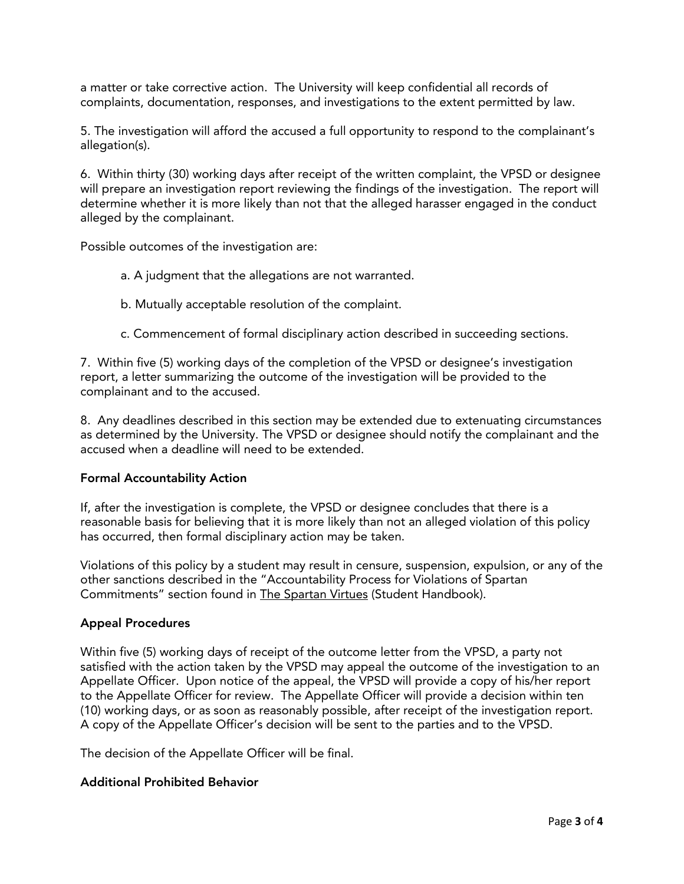a matter or take corrective action. The University will keep confidential all records of complaints, documentation, responses, and investigations to the extent permitted by law.

5. The investigation will afford the accused a full opportunity to respond to the complainant's allegation(s).

6. Within thirty (30) working days after receipt of the written complaint, the VPSD or designee will prepare an investigation report reviewing the findings of the investigation. The report will determine whether it is more likely than not that the alleged harasser engaged in the conduct alleged by the complainant.

Possible outcomes of the investigation are:

> a. A judgment that the allegations are not warranted.
>
> b. Mutually acceptable resolution of the complaint.
>
> c. Commencement of formal disciplinary action described in succeeding sections.

7. Within five (5) working days of the completion of the VPSD or designee's investigation report, a letter summarizing the outcome of the investigation will be provided to the complainant and to the accused.

8. Any deadlines described in this section may be extended due to extenuating circumstances as determined by the University. The VPSD or designee should notify the complainant and the accused when a deadline will need to be extended.

### Formal Accountability Action

If, after the investigation is complete, the VPSD or designee concludes that there is a reasonable basis for believing that it is more likely than not an alleged violation of this policy has occurred, then formal disciplinary action may be taken.

Violations of this policy by a student may result in censure, suspension, expulsion, or any of the other sanctions described in the "Accountability Process for Violations of Spartan Commitments" section found in The Spartan Virtues (Student Handbook).

### Appeal Procedures

Within five (5) working days of receipt of the outcome letter from the VPSD, a party not satisfied with the action taken by the VPSD may appeal the outcome of the investigation to an Appellate Officer. Upon notice of the appeal, the VPSD will provide a copy of his/her report to the Appellate Officer for review. The Appellate Officer will provide a decision within ten (10) working days, or as soon as reasonably possible, after receipt of the investigation report. A copy of the Appellate Officer's decision will be sent to the parties and to the VPSD.

The decision of the Appellate Officer will be final.

### Additional Prohibited Behavior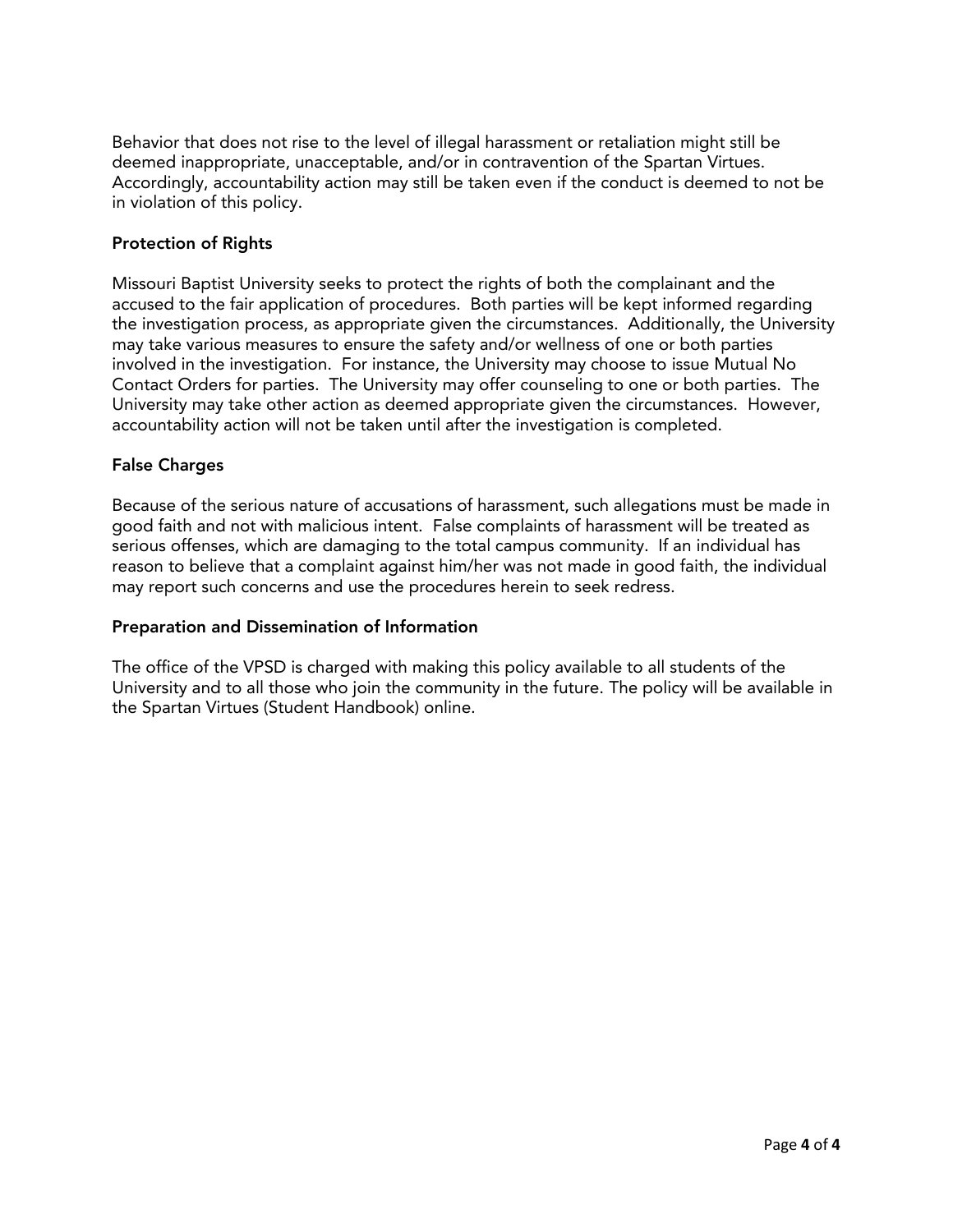Behavior that does not rise to the level of illegal harassment or retaliation might still be deemed inappropriate, unacceptable, and/or in contravention of the Spartan Virtues. Accordingly, accountability action may still be taken even if the conduct is deemed to not be in violation of this policy.

### Protection of Rights

Missouri Baptist University seeks to protect the rights of both the complainant and the accused to the fair application of procedures. Both parties will be kept informed regarding the investigation process, as appropriate given the circumstances. Additionally, the University may take various measures to ensure the safety and/or wellness of one or both parties involved in the investigation. For instance, the University may choose to issue Mutual No Contact Orders for parties. The University may offer counseling to one or both parties. The University may take other action as deemed appropriate given the circumstances. However, accountability action will not be taken until after the investigation is completed.

### False Charges

Because of the serious nature of accusations of harassment, such allegations must be made in good faith and not with malicious intent. False complaints of harassment will be treated as serious offenses, which are damaging to the total campus community. If an individual has reason to believe that a complaint against him/her was not made in good faith, the individual may report such concerns and use the procedures herein to seek redress.

### Preparation and Dissemination of Information

The office of the VPSD is charged with making this policy available to all students of the University and to all those who join the community in the future. The policy will be available in the Spartan Virtues (Student Handbook) online.